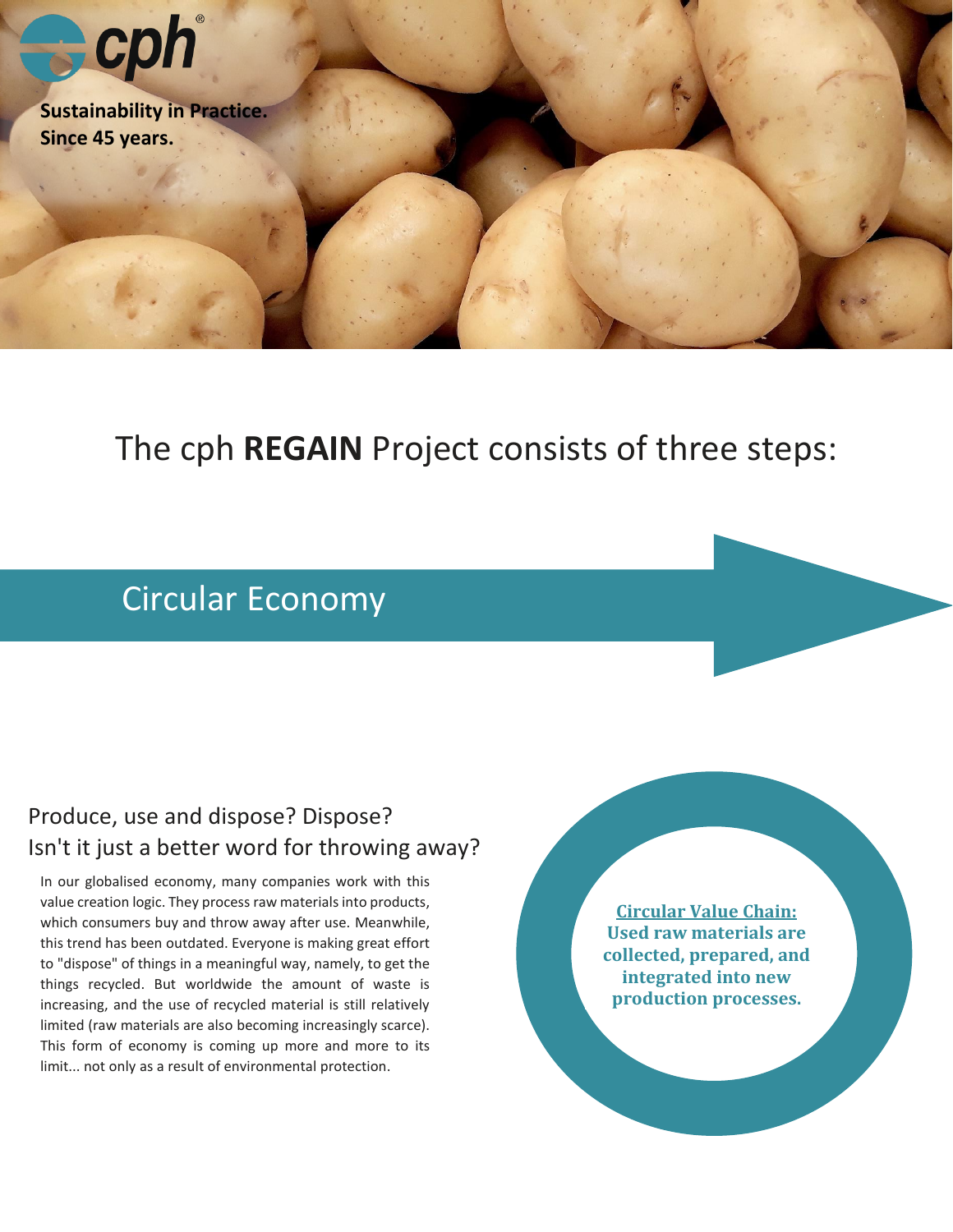cph

**Sustainability in Practice. Since 45 years.**

# The cph **REGAIN** Project consists of three steps:

## Circular Economy

### Produce, use and dispose? Dispose? Isn't it just a better word for throwing away?

In our globalised economy, many companies work with this value creation logic. They process raw materials into products, which consumers buy and throw away after use. Meanwhile, this trend has been outdated. Everyone is making great effort to "dispose" of things in a meaningful way, namely, to get the things recycled. But worldwide the amount of waste is increasing, and the use of recycled material is still relatively limited (raw materials are also becoming increasingly scarce). This form of economy is coming up more and more to its limit... not only as a result of environmental protection.

**Circular Value Chain:** **Used raw materials are collected, prepared, and integrated into new production processes.**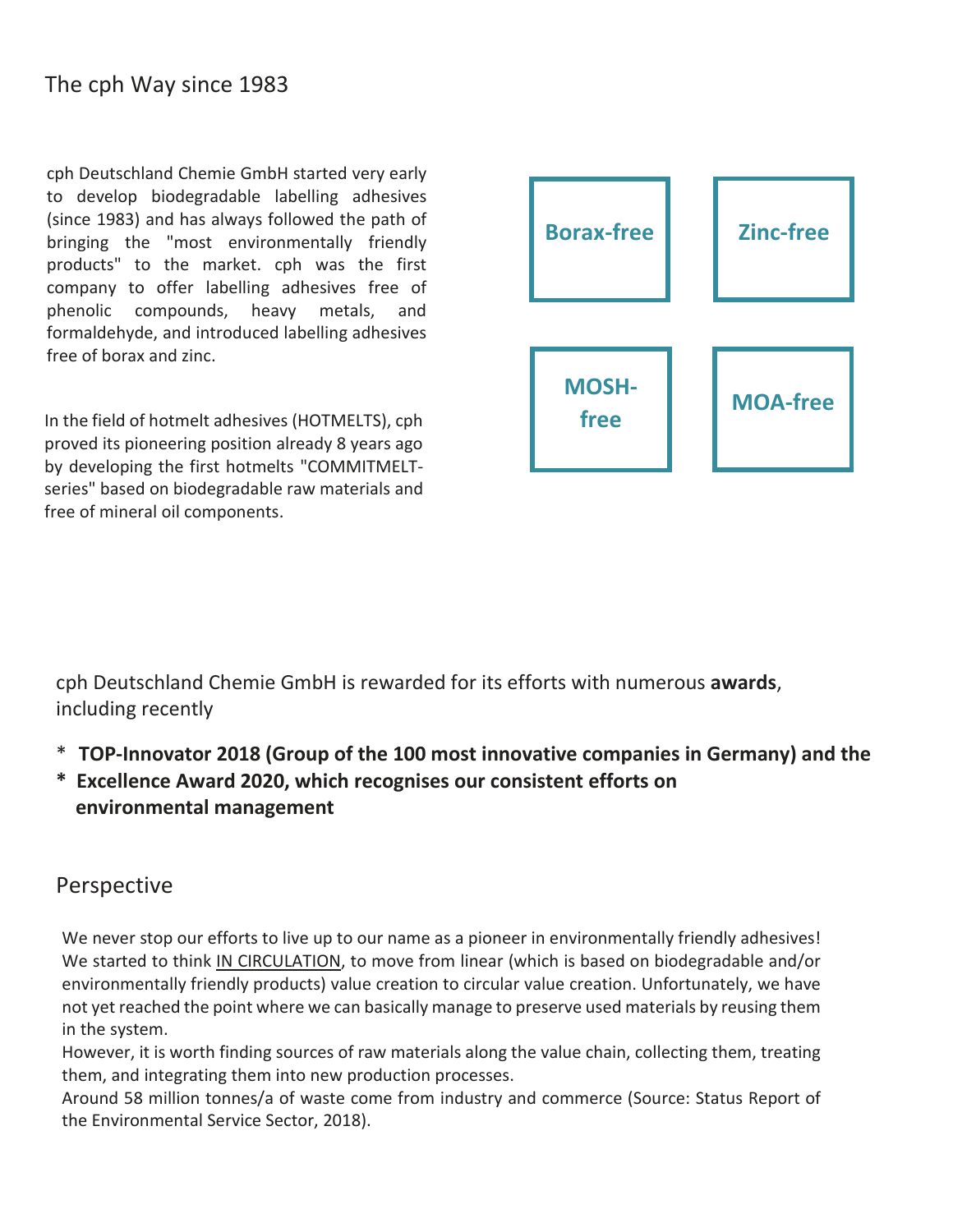## The cph Way since 1983

cph Deutschland Chemie GmbH started very early to develop biodegradable labelling adhesives (since 1983) and has always followed the path of bringing the "most environmentally friendly products" to the market. cph was the first company to offer labelling adhesives free of phenolic compounds, heavy metals, and formaldehyde, and introduced labelling adhesives free of borax and zinc.

In the field of hotmelt adhesives (HOTMELTS), cph proved its pioneering position already 8 years ago by developing the first hotmelts "COMMITMELT-series" based on biodegradable raw materials and free of mineral oil components.

**Borax-free**

**Zinc-free**

**MOSH-free**

**MOA-free**

cph Deutschland Chemie GmbH is rewarded for its efforts with numerous **awards**, including recently

- **TOP-Innovator 2018 (Group of the 100 most innovative companies in Germany) and the**
- **Excellence Award 2020, which recognises our consistent efforts on environmental management**

## Perspective

We never stop our efforts to live up to our name as a pioneer in environmentally friendly adhesives! We started to think <u>IN CIRCULATION</u>, to move from linear (which is based on biodegradable and/or environmentally friendly products) value creation to circular value creation. Unfortunately, we have not yet reached the point where we can basically manage to preserve used materials by reusing them in the system.
However, it is worth finding sources of raw materials along the value chain, collecting them, treating them, and integrating them into new production processes.
Around 58 million tonnes/a of waste come from industry and commerce (Source: Status Report of the Environmental Service Sector, 2018).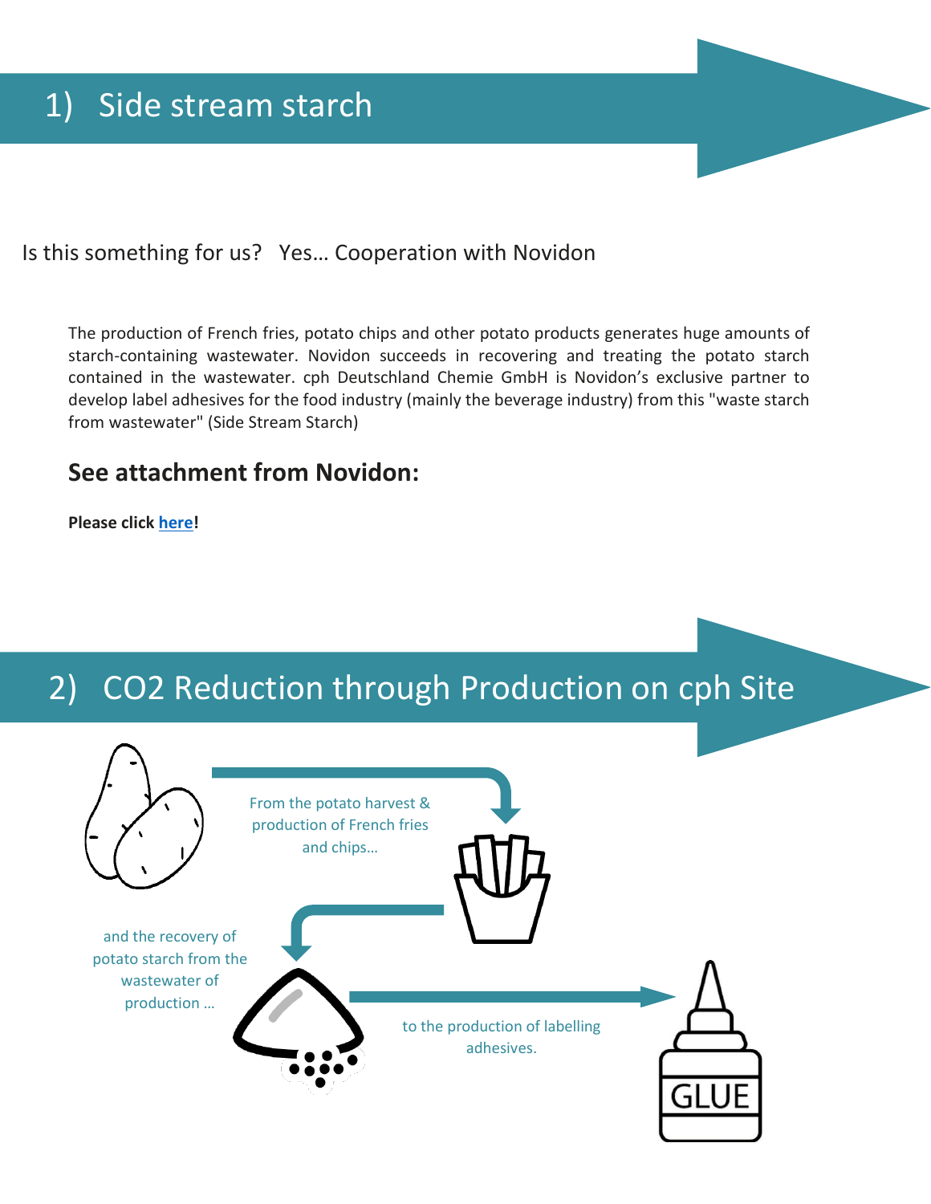# 1) Side stream starch

Is this something for us? Yes… Cooperation with Novidon

The production of French fries, potato chips and other potato products generates huge amounts of starch-containing wastewater. Novidon succeeds in recovering and treating the potato starch contained in the wastewater. cph Deutschland Chemie GmbH is Novidon's exclusive partner to develop label adhesives for the food industry (mainly the beverage industry) from this "waste starch from wastewater" (Side Stream Starch)

## See attachment from Novidon:

**Please click here!**

# 2) $CO_2$ Reduction through Production on cph Site

From the potato harvest & production of French fries and chips…

and the recovery of potato starch from the wastewater of production …

to the production of labelling adhesives.

GLUE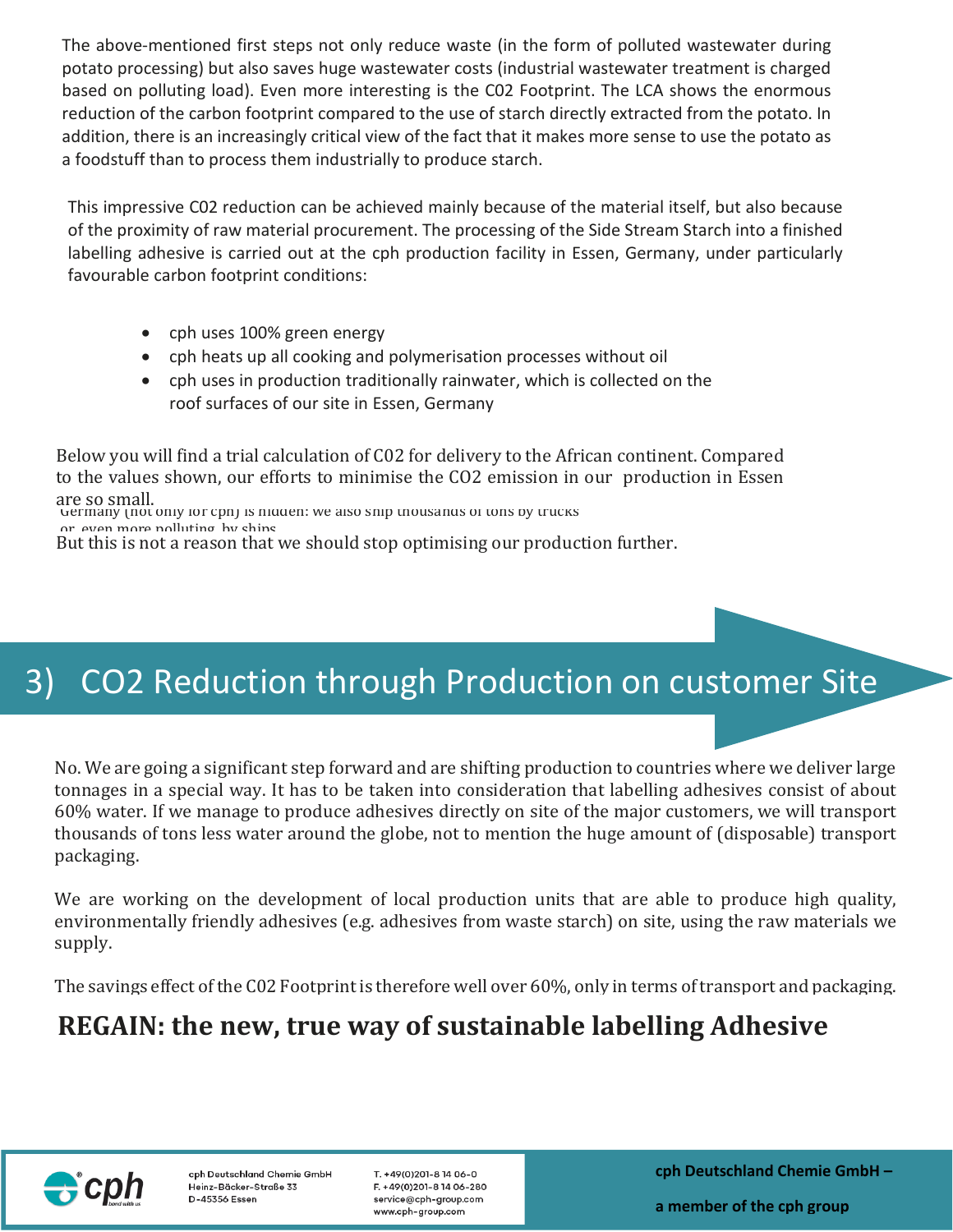The above-mentioned first steps not only reduce waste (in the form of polluted wastewater during potato processing) but also saves huge wastewater costs (industrial wastewater treatment is charged based on polluting load). Even more interesting is the C02 Footprint. The LCA shows the enormous reduction of the carbon footprint compared to the use of starch directly extracted from the potato. In addition, there is an increasingly critical view of the fact that it makes more sense to use the potato as a foodstuff than to process them industrially to produce starch.

This impressive C02 reduction can be achieved mainly because of the material itself, but also because of the proximity of raw material procurement. The processing of the Side Stream Starch into a finished labelling adhesive is carried out at the cph production facility in Essen, Germany, under particularly favourable carbon footprint conditions:

- cph uses 100% green energy
- cph heats up all cooking and polymerisation processes without oil
- cph uses in production traditionally rainwater, which is collected on the roof surfaces of our site in Essen, Germany

Below you will find a trial calculation of C02 for delivery to the African continent. Compared to the values shown, our efforts to minimise the CO2 emission in our production in Essen are so small.

Germany (not only for cph) is hidden: we also ship thousands of tons by trucks or even more polluting by ships

But this is not a reason that we should stop optimising our production further.

# 3) CO2 Reduction through Production on customer Site

No. We are going a significant step forward and are shifting production to countries where we deliver large tonnages in a special way. It has to be taken into consideration that labelling adhesives consist of about 60% water. If we manage to produce adhesives directly on site of the major customers, we will transport thousands of tons less water around the globe, not to mention the huge amount of (disposable) transport packaging.

We are working on the development of local production units that are able to produce high quality, environmentally friendly adhesives (e.g. adhesives from waste starch) on site, using the raw materials we supply.

The savings effect of the C02 Footprint is therefore well over 60%, only in terms of transport and packaging.

## REGAIN: the new, true way of sustainable labelling Adhesive

cph Deutschland Chemie GmbH
Heinz-Bäcker-Straße 33
D-45356 Essen

T. +49(0)201-8 14 06-0
F. +49(0)201-8 14 06-280
service@cph-group.com
www.cph-group.com

**cph Deutschland Chemie GmbH –**

**a member of the cph group**